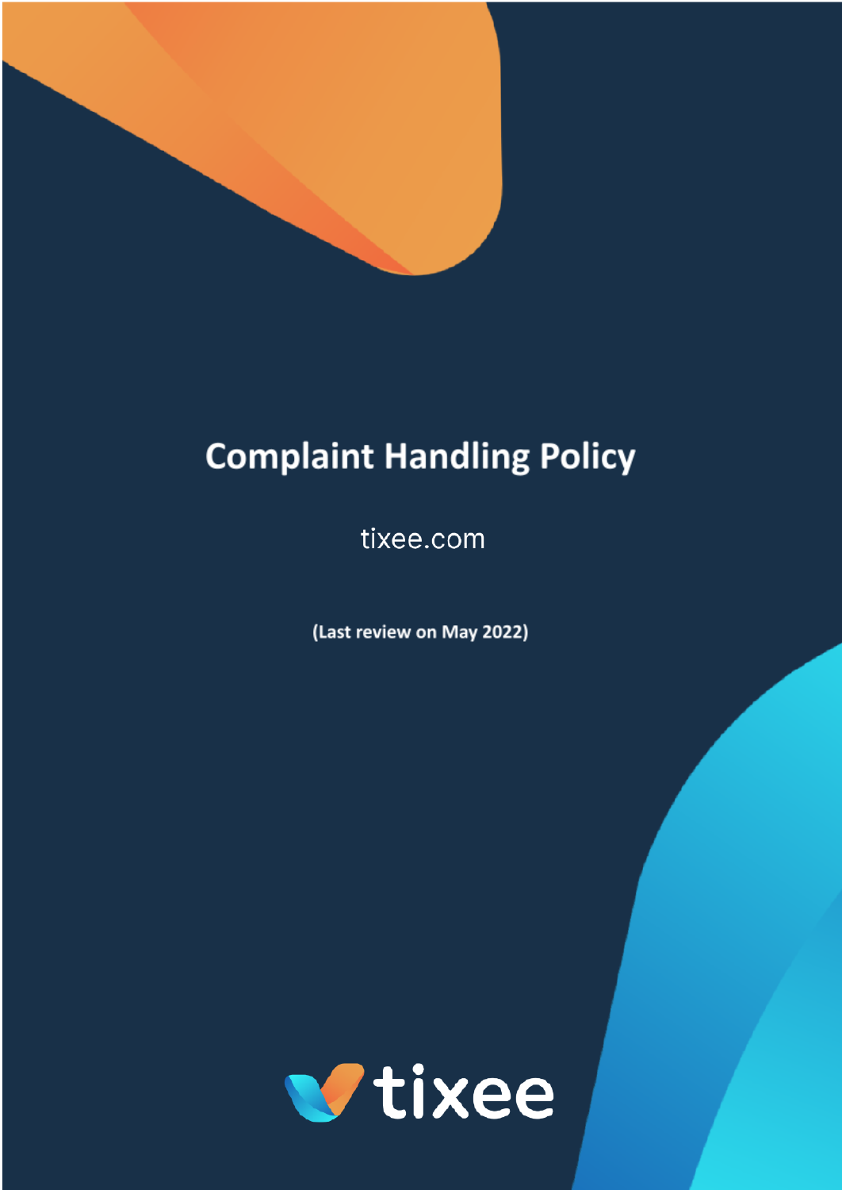# Complaint Handling Policy

tixee.com

(Last review on May 2022)

tixee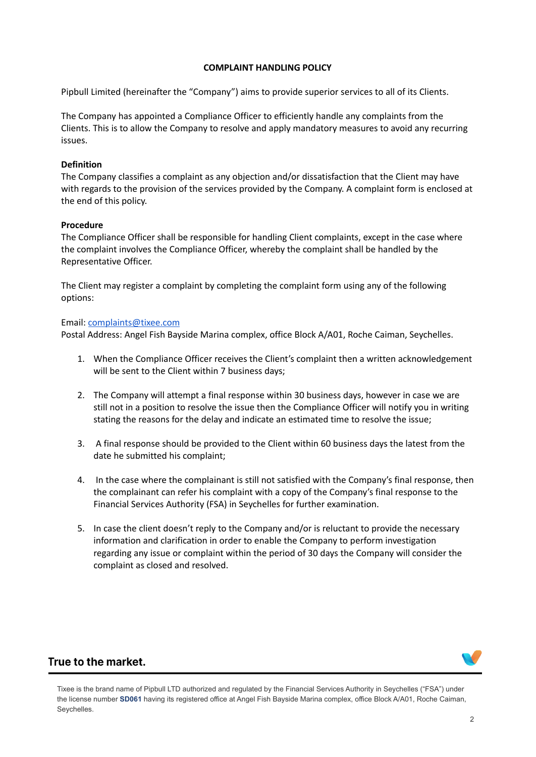# COMPLAINT HANDLING POLICY

Pipbull Limited (hereinafter the "Company") aims to provide superior services to all of its Clients.

The Company has appointed a Compliance Officer to efficiently handle any complaints from the Clients. This is to allow the Company to resolve and apply mandatory measures to avoid any recurring issues.

**Definition**

The Company classifies a complaint as any objection and/or dissatisfaction that the Client may have with regards to the provision of the services provided by the Company. A complaint form is enclosed at the end of this policy.

**Procedure**

The Compliance Officer shall be responsible for handling Client complaints, except in the case where the complaint involves the Compliance Officer, whereby the complaint shall be handled by the Representative Officer.

The Client may register a complaint by completing the complaint form using any of the following options:

Email: complaints@tixee.com
Postal Address: Angel Fish Bayside Marina complex, office Block A/A01, Roche Caiman, Seychelles.

1. When the Compliance Officer receives the Client's complaint then a written acknowledgement will be sent to the Client within 7 business days;

2. The Company will attempt a final response within 30 business days, however in case we are still not in a position to resolve the issue then the Compliance Officer will notify you in writing stating the reasons for the delay and indicate an estimated time to resolve the issue;

3. A final response should be provided to the Client within 60 business days the latest from the date he submitted his complaint;

4. In the case where the complainant is still not satisfied with the Company's final response, then the complainant can refer his complaint with a copy of the Company's final response to the Financial Services Authority (FSA) in Seychelles for further examination.

5. In case the client doesn't reply to the Company and/or is reluctant to provide the necessary information and clarification in order to enable the Company to perform investigation regarding any issue or complaint within the period of 30 days the Company will consider the complaint as closed and resolved.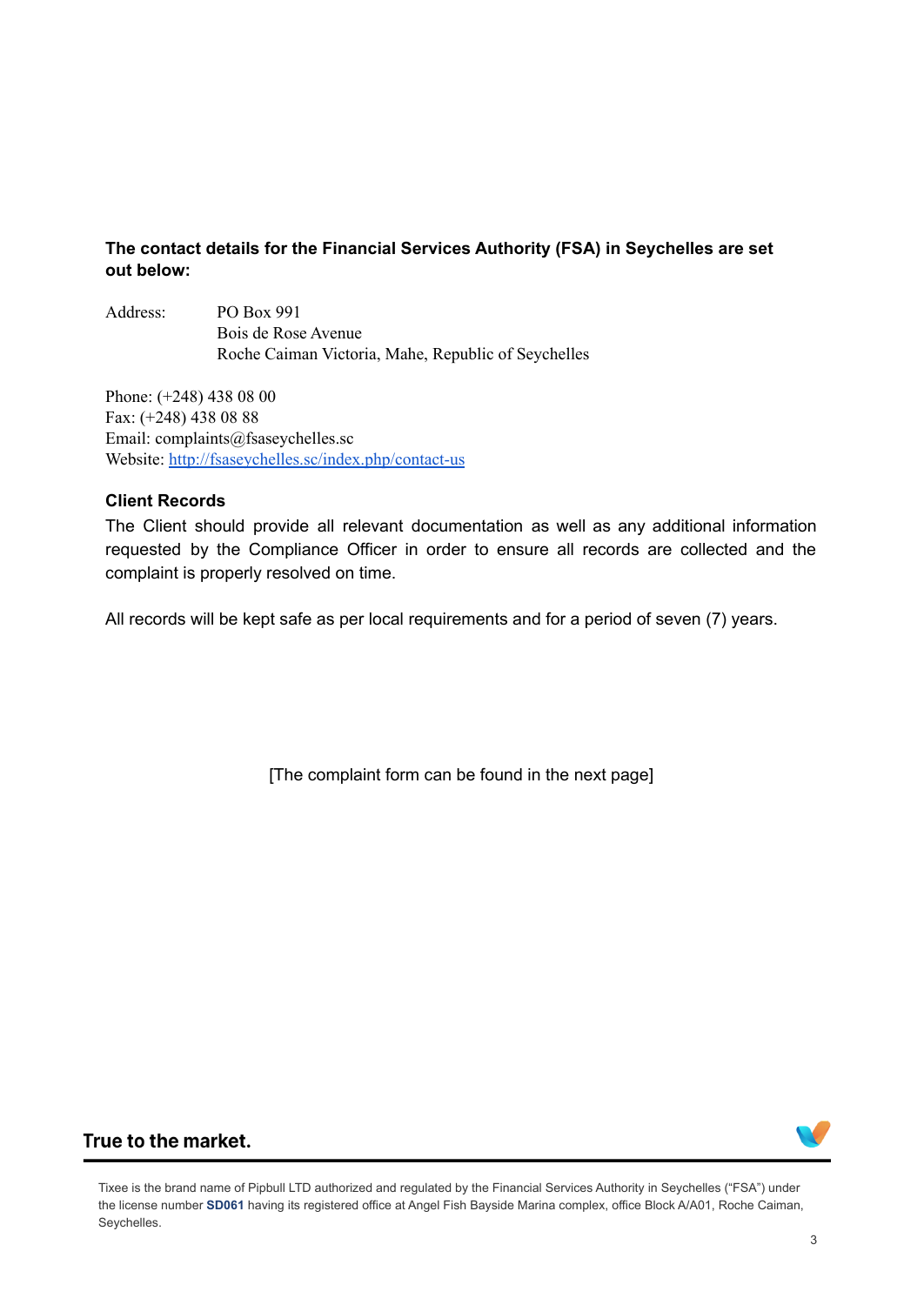**The contact details for the Financial Services Authority (FSA) in Seychelles are set out below:**

Address: PO Box 991
Bois de Rose Avenue
Roche Caiman Victoria, Mahe, Republic of Seychelles

Phone: (+248) 438 08 00
Fax: (+248) 438 08 88
Email: complaints@fsaseychelles.sc
Website: [http://fsaseychelles.sc/index.php/contact-us](http://fsaseychelles.sc/index.php/contact-us)

### Client Records

The Client should provide all relevant documentation as well as any additional information requested by the Compliance Officer in order to ensure all records are collected and the complaint is properly resolved on time.

All records will be kept safe as per local requirements and for a period of seven (7) years.

[The complaint form can be found in the next page]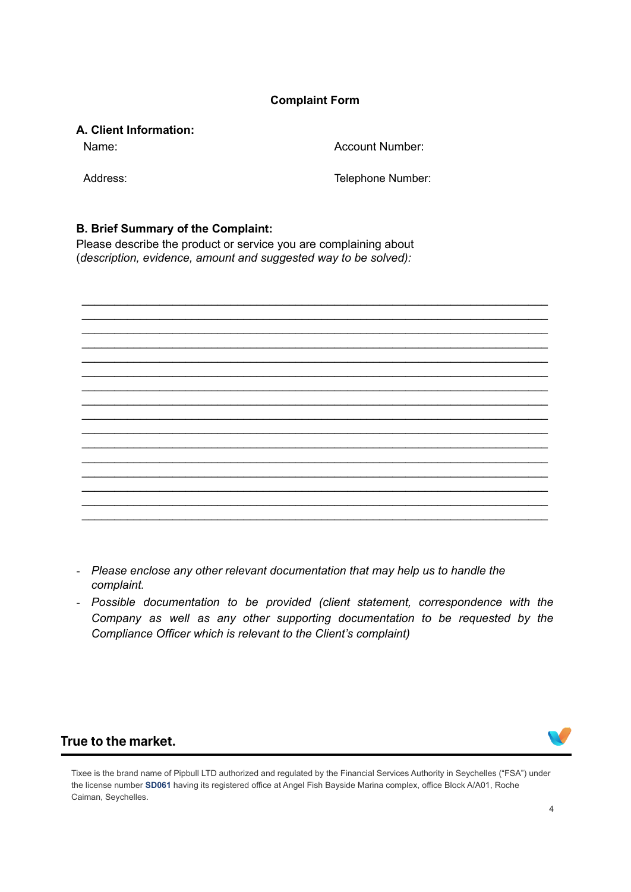## Complaint Form

### A. Client Information:

Name:

Account Number:

Address:

Telephone Number:

### B. Brief Summary of the Complaint:

Please describe the product or service you are complaining about (*description, evidence, amount and suggested way to be solved):*

________________________________________________________________________

________________________________________________________________________

________________________________________________________________________

________________________________________________________________________

________________________________________________________________________

________________________________________________________________________

________________________________________________________________________

________________________________________________________________________

________________________________________________________________________

________________________________________________________________________

________________________________________________________________________

________________________________________________________________________

________________________________________________________________________

________________________________________________________________________

________________________________________________________________________

________________________________________________________________________

- *Please enclose any other relevant documentation that may help us to handle the complaint.*
- *Possible documentation to be provided (client statement, correspondence with the Company as well as any other supporting documentation to be requested by the Compliance Officer which is relevant to the Client's complaint)*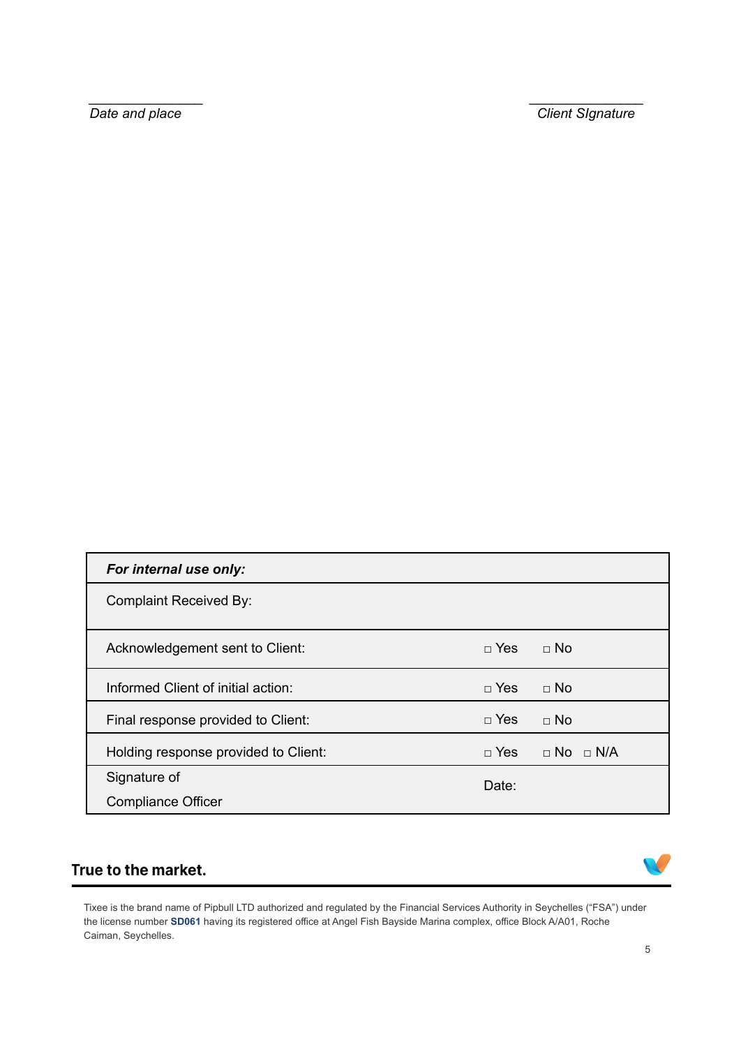_______________ _______________

*Date and place* *Client SIgnature*

| | | |
|---|---|---|
| ***For internal use only:*** | | |
| Complaint Received By: | | |
| Acknowledgement sent to Client: | □ Yes | □ No |
| Informed Client of initial action: | □ Yes | □ No |
| Final response provided to Client: | □ Yes | □ No |
| Holding response provided to Client: | □ Yes | □ No □ N/A |
| Signature of Compliance Officer | Date: | |

**True to the market.**

Tixee is the brand name of Pipbull LTD authorized and regulated by the Financial Services Authority in Seychelles ("FSA") under the license number **SD061** having its registered office at Angel Fish Bayside Marina complex, office Block A/A01, Roche Caiman, Seychelles.